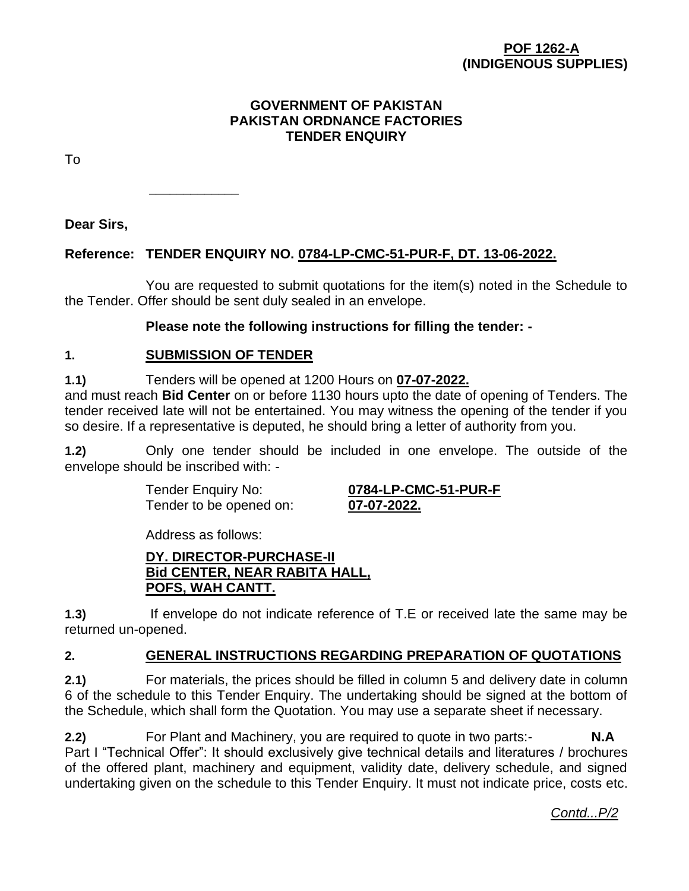**POF 1262-A**
**(INDIGENOUS SUPPLIES)**

**GOVERNMENT OF PAKISTAN**
**PAKISTAN ORDNANCE FACTORIES**
**TENDER ENQUIRY**

To

\_\_\_\_\_\_\_\_\_\_\_\_

**Dear Sirs,**

**Reference: TENDER ENQUIRY NO. <u>0784-LP-CMC-51-PUR-F, DT. 13-06-2022.</u>**

You are requested to submit quotations for the item(s) noted in the Schedule to the Tender. Offer should be sent duly sealed in an envelope.

**Please note the following instructions for filling the tender: -**

## 1. SUBMISSION OF TENDER

**1.1)** Tenders will be opened at 1200 Hours on **07-07-2022.** and must reach **Bid Center** on or before 1130 hours upto the date of opening of Tenders. The tender received late will not be entertained. You may witness the opening of the tender if you so desire. If a representative is deputed, he should bring a letter of authority from you.

**1.2)** Only one tender should be included in one envelope. The outside of the envelope should be inscribed with: -

Tender Enquiry No: **0784-LP-CMC-51-PUR-F**
Tender to be opened on: **07-07-2022.**

Address as follows:

**DY. DIRECTOR-PURCHASE-II**
**Bid CENTER, NEAR RABITA HALL,**
**POFS, WAH CANTT.**

**1.3)** If envelope do not indicate reference of T.E or received late the same may be returned un-opened.

## 2. GENERAL INSTRUCTIONS REGARDING PREPARATION OF QUOTATIONS

**2.1)** For materials, the prices should be filled in column 5 and delivery date in column 6 of the schedule to this Tender Enquiry. The undertaking should be signed at the bottom of the Schedule, which shall form the Quotation. You may use a separate sheet if necessary.

**2.2)** For Plant and Machinery, you are required to quote in two parts:- **N.A**
Part I "Technical Offer": It should exclusively give technical details and literatures / brochures of the offered plant, machinery and equipment, validity date, delivery schedule, and signed undertaking given on the schedule to this Tender Enquiry. It must not indicate price, costs etc.

*Contd...P/2*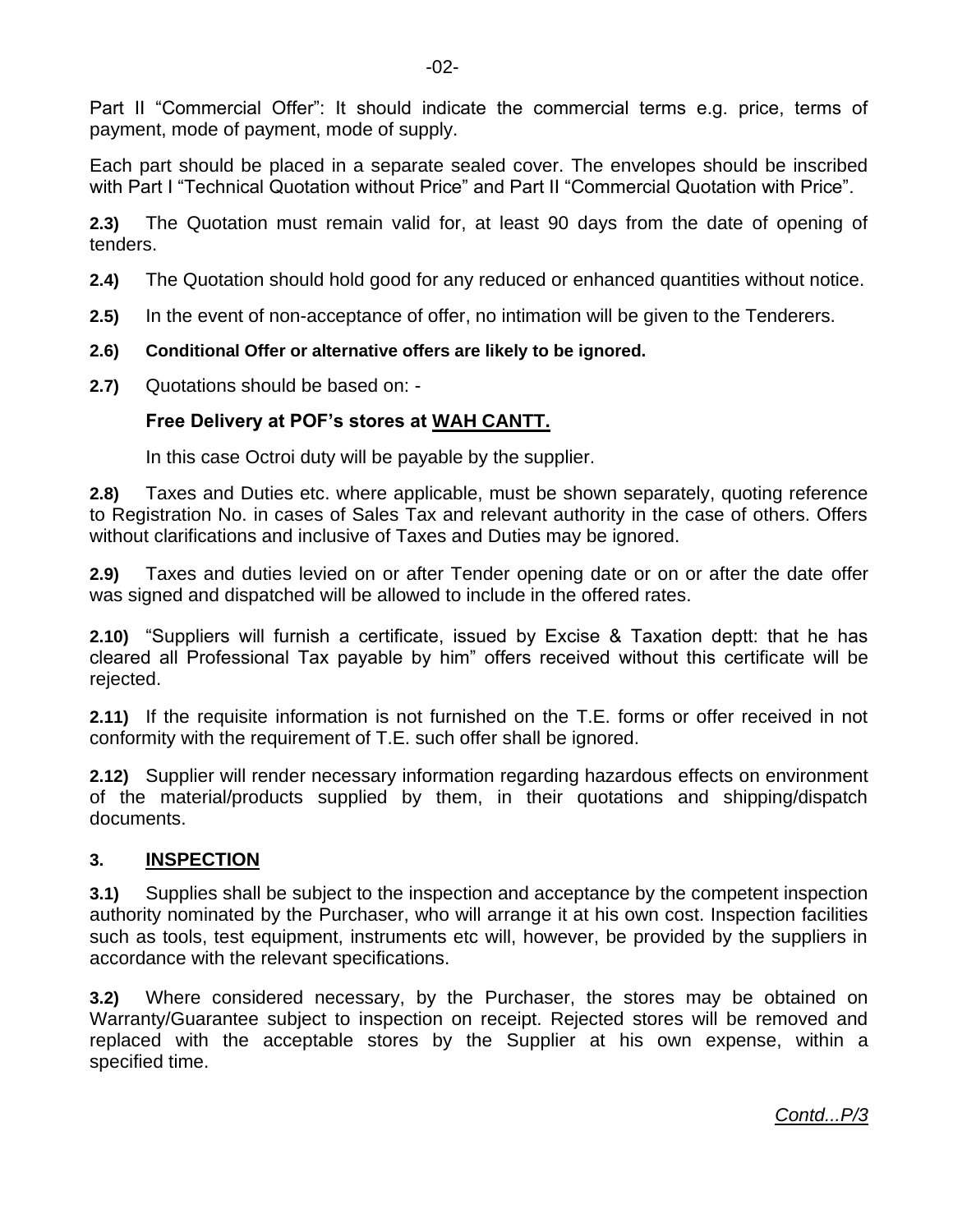Part II "Commercial Offer": It should indicate the commercial terms e.g. price, terms of payment, mode of payment, mode of supply.

Each part should be placed in a separate sealed cover. The envelopes should be inscribed with Part I "Technical Quotation without Price" and Part II "Commercial Quotation with Price".

**2.3)** The Quotation must remain valid for, at least 90 days from the date of opening of tenders.

**2.4)** The Quotation should hold good for any reduced or enhanced quantities without notice.

**2.5)** In the event of non-acceptance of offer, no intimation will be given to the Tenderers.

**2.6) Conditional Offer or alternative offers are likely to be ignored.**

**2.7)** Quotations should be based on: -

**Free Delivery at POF's stores at <u>WAH CANTT.</u>**

In this case Octroi duty will be payable by the supplier.

**2.8)** Taxes and Duties etc. where applicable, must be shown separately, quoting reference to Registration No. in cases of Sales Tax and relevant authority in the case of others. Offers without clarifications and inclusive of Taxes and Duties may be ignored.

**2.9)** Taxes and duties levied on or after Tender opening date or on or after the date offer was signed and dispatched will be allowed to include in the offered rates.

**2.10)** "Suppliers will furnish a certificate, issued by Excise & Taxation deptt: that he has cleared all Professional Tax payable by him" offers received without this certificate will be rejected.

**2.11)** If the requisite information is not furnished on the T.E. forms or offer received in not conformity with the requirement of T.E. such offer shall be ignored.

**2.12)** Supplier will render necessary information regarding hazardous effects on environment of the material/products supplied by them, in their quotations and shipping/dispatch documents.

## 3. <u>INSPECTION</u>

**3.1)** Supplies shall be subject to the inspection and acceptance by the competent inspection authority nominated by the Purchaser, who will arrange it at his own cost. Inspection facilities such as tools, test equipment, instruments etc will, however, be provided by the suppliers in accordance with the relevant specifications.

**3.2)** Where considered necessary, by the Purchaser, the stores may be obtained on Warranty/Guarantee subject to inspection on receipt. Rejected stores will be removed and replaced with the acceptable stores by the Supplier at his own expense, within a specified time.

*<u>Contd...P/3</u>*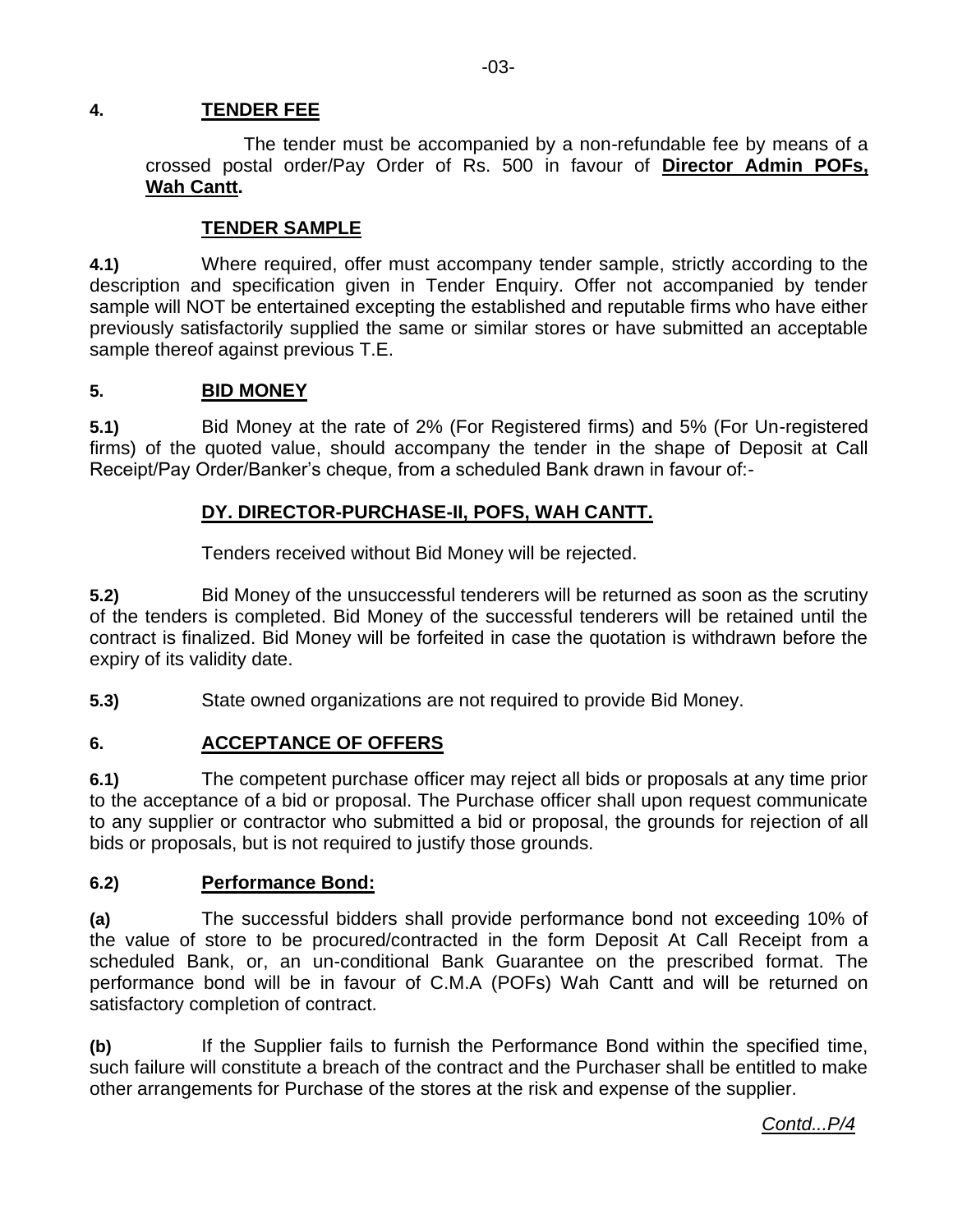## 4. TENDER FEE

The tender must be accompanied by a non-refundable fee by means of a crossed postal order/Pay Order of Rs. 500 in favour of **Director Admin POFs, Wah Cantt.**

### TENDER SAMPLE

**4.1)** Where required, offer must accompany tender sample, strictly according to the description and specification given in Tender Enquiry. Offer not accompanied by tender sample will NOT be entertained excepting the established and reputable firms who have either previously satisfactorily supplied the same or similar stores or have submitted an acceptable sample thereof against previous T.E.

## 5. BID MONEY

**5.1)** Bid Money at the rate of 2% (For Registered firms) and 5% (For Un-registered firms) of the quoted value, should accompany the tender in the shape of Deposit at Call Receipt/Pay Order/Banker's cheque, from a scheduled Bank drawn in favour of:-

**DY. DIRECTOR-PURCHASE-II, POFS, WAH CANTT.**

Tenders received without Bid Money will be rejected.

**5.2)** Bid Money of the unsuccessful tenderers will be returned as soon as the scrutiny of the tenders is completed. Bid Money of the successful tenderers will be retained until the contract is finalized. Bid Money will be forfeited in case the quotation is withdrawn before the expiry of its validity date.

**5.3)** State owned organizations are not required to provide Bid Money.

## 6. ACCEPTANCE OF OFFERS

**6.1)** The competent purchase officer may reject all bids or proposals at any time prior to the acceptance of a bid or proposal. The Purchase officer shall upon request communicate to any supplier or contractor who submitted a bid or proposal, the grounds for rejection of all bids or proposals, but is not required to justify those grounds.

### 6.2) Performance Bond:

**(a)** The successful bidders shall provide performance bond not exceeding 10% of the value of store to be procured/contracted in the form Deposit At Call Receipt from a scheduled Bank, or, an un-conditional Bank Guarantee on the prescribed format. The performance bond will be in favour of C.M.A (POFs) Wah Cantt and will be returned on satisfactory completion of contract.

**(b)** If the Supplier fails to furnish the Performance Bond within the specified time, such failure will constitute a breach of the contract and the Purchaser shall be entitled to make other arrangements for Purchase of the stores at the risk and expense of the supplier.

*Contd...P/4*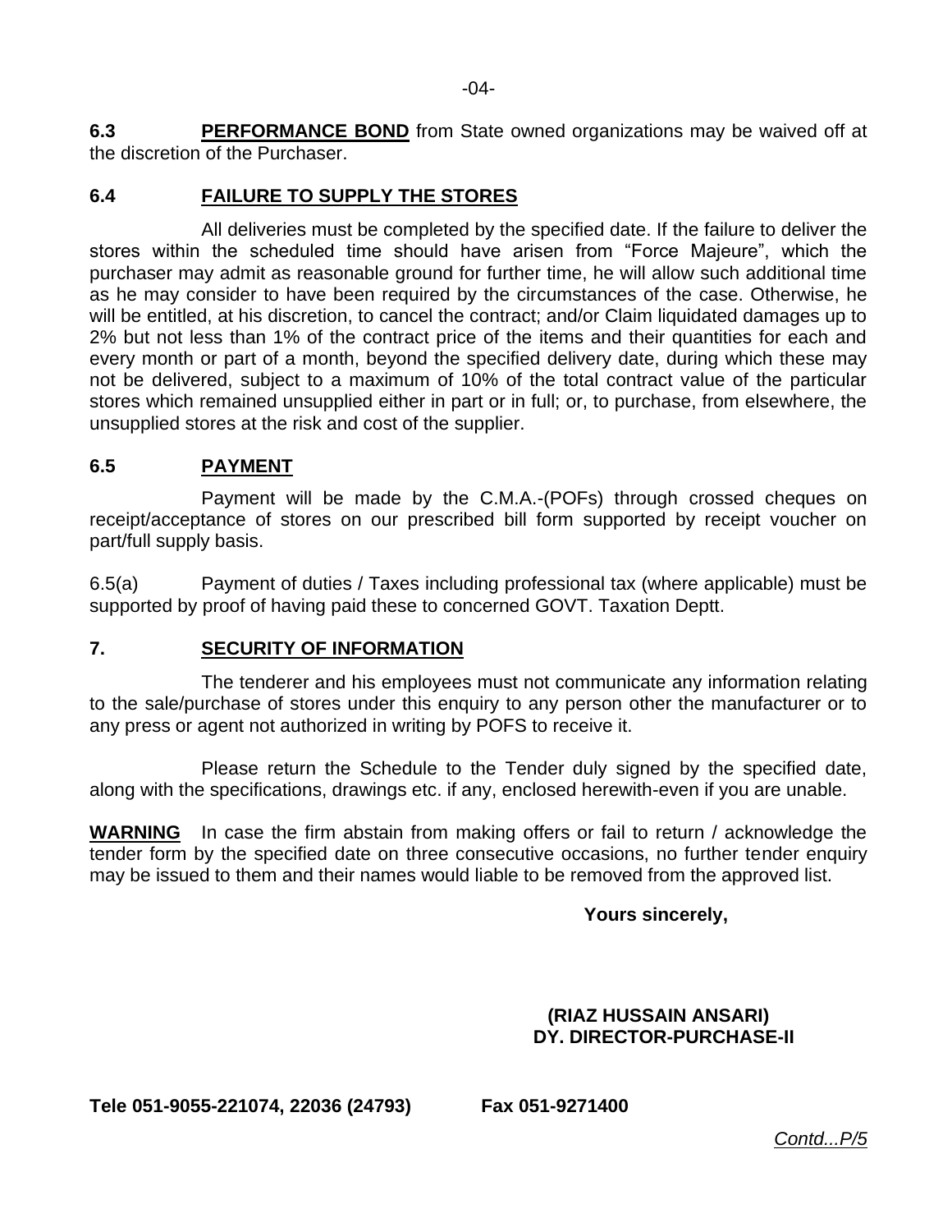**6.3** **PERFORMANCE BOND** from State owned organizations may be waived off at the discretion of the Purchaser.

**6.4 FAILURE TO SUPPLY THE STORES**

All deliveries must be completed by the specified date. If the failure to deliver the stores within the scheduled time should have arisen from "Force Majeure", which the purchaser may admit as reasonable ground for further time, he will allow such additional time as he may consider to have been required by the circumstances of the case. Otherwise, he will be entitled, at his discretion, to cancel the contract; and/or Claim liquidated damages up to 2% but not less than 1% of the contract price of the items and their quantities for each and every month or part of a month, beyond the specified delivery date, during which these may not be delivered, subject to a maximum of 10% of the total contract value of the particular stores which remained unsupplied either in part or in full; or, to purchase, from elsewhere, the unsupplied stores at the risk and cost of the supplier.

**6.5 PAYMENT**

Payment will be made by the C.M.A.-(POFs) through crossed cheques on receipt/acceptance of stores on our prescribed bill form supported by receipt voucher on part/full supply basis.

6.5(a) Payment of duties / Taxes including professional tax (where applicable) must be supported by proof of having paid these to concerned GOVT. Taxation Deptt.

**7. SECURITY OF INFORMATION**

The tenderer and his employees must not communicate any information relating to the sale/purchase of stores under this enquiry to any person other the manufacturer or to any press or agent not authorized in writing by POFS to receive it.

Please return the Schedule to the Tender duly signed by the specified date, along with the specifications, drawings etc. if any, enclosed herewith-even if you are unable.

**WARNING** In case the firm abstain from making offers or fail to return / acknowledge the tender form by the specified date on three consecutive occasions, no further tender enquiry may be issued to them and their names would liable to be removed from the approved list.

**Yours sincerely,**

**(RIAZ HUSSAIN ANSARI)**
**DY. DIRECTOR-PURCHASE-II**

**Tele 051-9055-221074, 22036 (24793) Fax 051-9271400**

*Contd...P/5*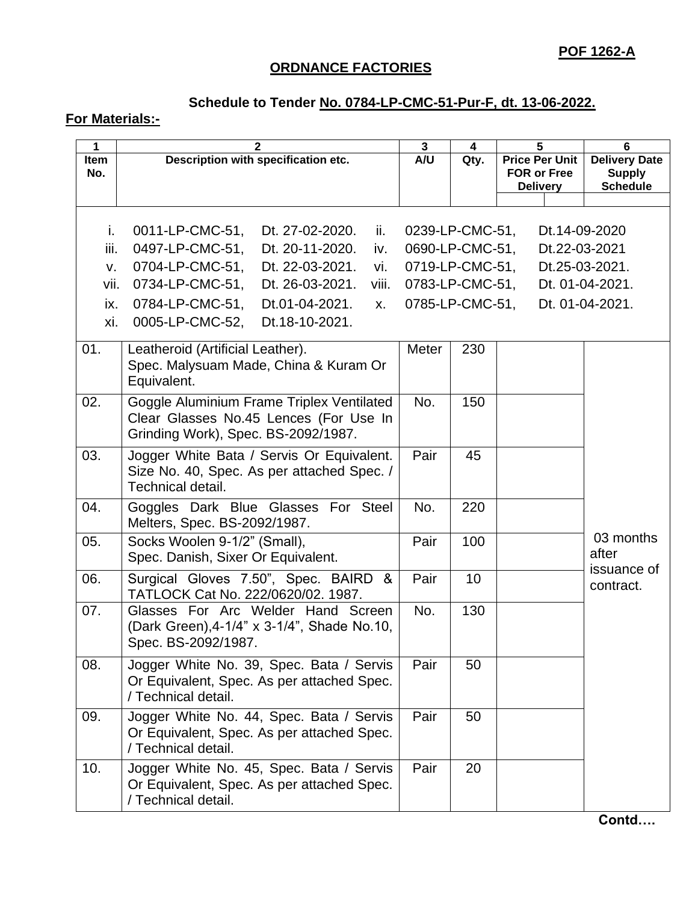**POF 1262-A**

## ORDNANCE FACTORIES

### Schedule to Tender No. 0784-LP-CMC-51-Pur-F, dt. 13-06-2022.

**For Materials:-**

| 1 | 2 | 3 | 4 | 5 | | 6 |
|---|---|---|---|---|---|---|
| **Item No.** | **Description with specification etc.** | **A/U** | **Qty.** | **Price Per Unit FOR or Free Delivery** | | **Delivery Date Supply Schedule** |
| i. | 0011-LP-CMC-51, Dt. 27-02-2020. | ii. | 0239-LP-CMC-51, Dt.14-09-2020 | | | |
| iii. | 0497-LP-CMC-51, Dt. 20-11-2020. | iv. | 0690-LP-CMC-51, Dt.22-03-2021 | | | |
| v. | 0704-LP-CMC-51, Dt. 22-03-2021. | vi. | 0719-LP-CMC-51, Dt.25-03-2021. | | | |
| vii. | 0734-LP-CMC-51, Dt. 26-03-2021. | viii. | 0783-LP-CMC-51, Dt. 01-04-2021. | | | |
| ix. | 0784-LP-CMC-51, Dt.01-04-2021. | x. | 0785-LP-CMC-51, Dt. 01-04-2021. | | | |
| xi. | 0005-LP-CMC-52, Dt.18-10-2021. | | | | | |
| 01. | Leatheroid (Artificial Leather). Spec. Malysuam Made, China & Kuram Or Equivalent. | Meter | 230 | | | 03 months after issuance of contract. |
| 02. | Goggle Aluminium Frame Triplex Ventilated Clear Glasses No.45 Lences (For Use In Grinding Work), Spec. BS-2092/1987. | No. | 150 | | | |
| 03. | Jogger White Bata / Servis Or Equivalent. Size No. 40, Spec. As per attached Spec. / Technical detail. | Pair | 45 | | | |
| 04. | Goggles Dark Blue Glasses For Steel Melters, Spec. BS-2092/1987. | No. | 220 | | | |
| 05. | Socks Woolen 9-1/2" (Small), Spec. Danish, Sixer Or Equivalent. | Pair | 100 | | | |
| 06. | Surgical Gloves 7.50", Spec. BAIRD & TATLOCK Cat No. 222/0620/02. 1987. | Pair | 10 | | | |
| 07. | Glasses For Arc Welder Hand Screen (Dark Green),4-1/4" x 3-1/4", Shade No.10, Spec. BS-2092/1987. | No. | 130 | | | |
| 08. | Jogger White No. 39, Spec. Bata / Servis Or Equivalent, Spec. As per attached Spec. / Technical detail. | Pair | 50 | | | |
| 09. | Jogger White No. 44, Spec. Bata / Servis Or Equivalent, Spec. As per attached Spec. / Technical detail. | Pair | 50 | | | |
| 10. | Jogger White No. 45, Spec. Bata / Servis Or Equivalent, Spec. As per attached Spec. / Technical detail. | Pair | 20 | | | |

**Contd….**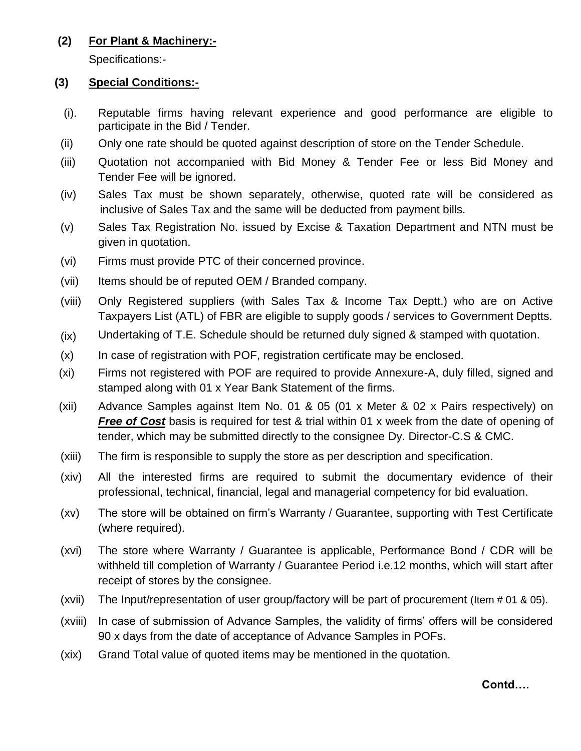**(2) <u>For Plant & Machinery:-</u>**

Specifications:-

**(3) <u>Special Conditions:-</u>**

(i). Reputable firms having relevant experience and good performance are eligible to participate in the Bid / Tender.

(ii) Only one rate should be quoted against description of store on the Tender Schedule.

(iii) Quotation not accompanied with Bid Money & Tender Fee or less Bid Money and Tender Fee will be ignored.

(iv) Sales Tax must be shown separately, otherwise, quoted rate will be considered as inclusive of Sales Tax and the same will be deducted from payment bills.

(v) Sales Tax Registration No. issued by Excise & Taxation Department and NTN must be given in quotation.

(vi) Firms must provide PTC of their concerned province.

(vii) Items should be of reputed OEM / Branded company.

(viii) Only Registered suppliers (with Sales Tax & Income Tax Deptt.) who are on Active Taxpayers List (ATL) of FBR are eligible to supply goods / services to Government Deptts.

(ix) Undertaking of T.E. Schedule should be returned duly signed & stamped with quotation.

(x) In case of registration with POF, registration certificate may be enclosed.

(xi) Firms not registered with POF are required to provide Annexure-A, duly filled, signed and stamped along with 01 x Year Bank Statement of the firms.

(xii) Advance Samples against Item No. 01 & 05 (01 x Meter & 02 x Pairs respectively) on ***<u>Free of Cost</u>*** basis is required for test & trial within 01 x week from the date of opening of tender, which may be submitted directly to the consignee Dy. Director-C.S & CMC.

(xiii) The firm is responsible to supply the store as per description and specification.

(xiv) All the interested firms are required to submit the documentary evidence of their professional, technical, financial, legal and managerial competency for bid evaluation.

(xv) The store will be obtained on firm's Warranty / Guarantee, supporting with Test Certificate (where required).

(xvi) The store where Warranty / Guarantee is applicable, Performance Bond / CDR will be withheld till completion of Warranty / Guarantee Period i.e.12 months, which will start after receipt of stores by the consignee.

(xvii) The Input/representation of user group/factory will be part of procurement (Item # 01 & 05).

(xviii) In case of submission of Advance Samples, the validity of firms' offers will be considered 90 x days from the date of acceptance of Advance Samples in POFs.

(xix) Grand Total value of quoted items may be mentioned in the quotation.

**Contd….**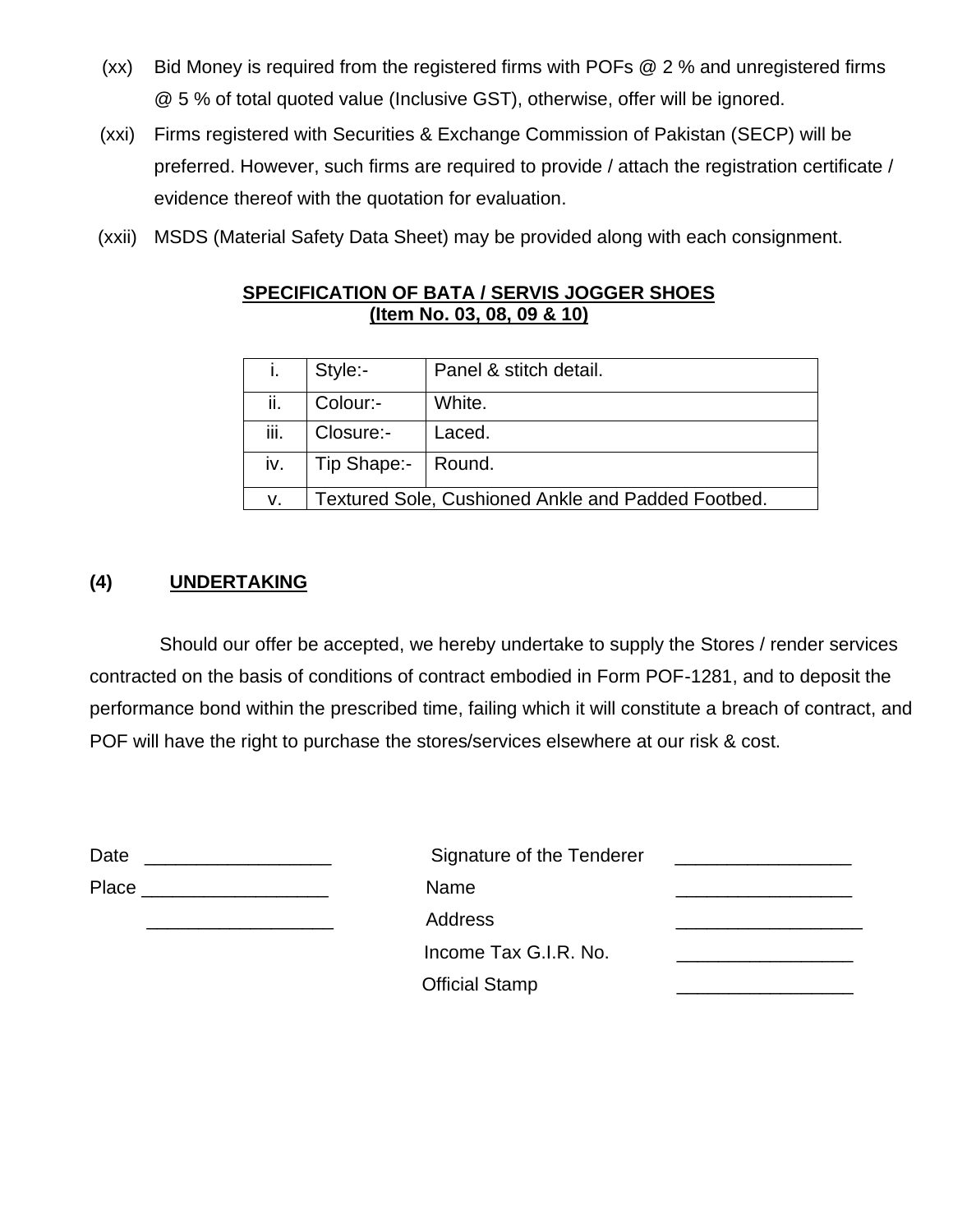(xx) Bid Money is required from the registered firms with POFs @ 2 % and unregistered firms @ 5 % of total quoted value (Inclusive GST), otherwise, offer will be ignored.

(xxi) Firms registered with Securities & Exchange Commission of Pakistan (SECP) will be preferred. However, such firms are required to provide / attach the registration certificate / evidence thereof with the quotation for evaluation.

(xxii) MSDS (Material Safety Data Sheet) may be provided along with each consignment.

**SPECIFICATION OF BATA / SERVIS JOGGER SHOES**
**(Item No. 03, 08, 09 & 10)**

| | | |
|---|---|---|
| i. | Style:- | Panel & stitch detail. |
| ii. | Colour:- | White. |
| iii. | Closure:- | Laced. |
| iv. | Tip Shape:- | Round. |
| v. | Textured Sole, Cushioned Ankle and Padded Footbed. | |

**(4) UNDERTAKING**

Should our offer be accepted, we hereby undertake to supply the Stores / render services contracted on the basis of conditions of contract embodied in Form POF-1281, and to deposit the performance bond within the prescribed time, failing which it will constitute a breach of contract, and POF will have the right to purchase the stores/services elsewhere at our risk & cost.

Date __________________ Signature of the Tenderer _________________

Place __________________ Name _________________

__________________ Address __________________

Income Tax G.I.R. No. _________________

Official Stamp _________________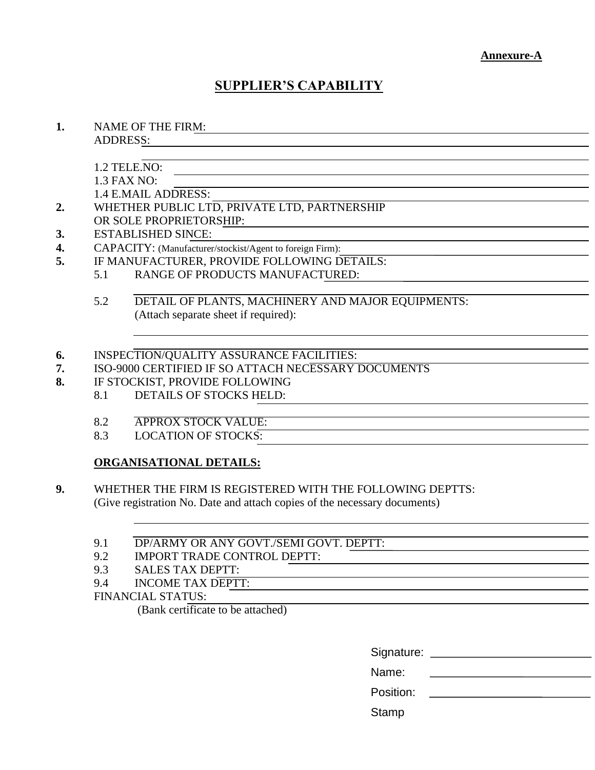**Annexure-A**

# SUPPLIER'S CAPABILITY

**1.** NAME OF THE FIRM: \_\_\_\_\_\_\_\_\_\_\_\_\_\_\_\_\_\_\_\_\_\_\_\_\_\_\_\_\_\_\_\_\_\_\_\_\_\_\_\_\_\_\_\_\_\_\_\_

ADDRESS: \_\_\_\_\_\_\_\_\_\_\_\_\_\_\_\_\_\_\_\_\_\_\_\_\_\_\_\_\_\_\_\_\_\_\_\_\_\_\_\_\_\_\_\_\_\_\_\_\_\_\_\_\_\_

\_\_\_\_\_\_\_\_\_\_\_\_\_\_\_\_\_\_\_\_\_\_\_\_\_\_\_\_\_\_\_\_\_\_\_\_\_\_\_\_\_\_\_\_\_\_\_\_\_\_\_\_\_\_\_\_\_\_\_\_\_\_\_

1.2 TELE.NO: \_\_\_\_\_\_\_\_\_\_\_\_\_\_\_\_\_\_\_\_\_\_\_\_\_\_\_\_\_\_\_\_\_\_\_\_\_\_\_\_\_\_\_\_\_\_\_\_\_\_\_\_\_

1.3 FAX NO: \_\_\_\_\_\_\_\_\_\_\_\_\_\_\_\_\_\_\_\_\_\_\_\_\_\_\_\_\_\_\_\_\_\_\_\_\_\_\_\_\_\_\_\_\_\_\_\_\_\_\_\_\_\_

1.4 E.MAIL ADDRESS: \_\_\_\_\_\_\_\_\_\_\_\_\_\_\_\_\_\_\_\_\_\_\_\_\_\_\_\_\_\_\_\_\_\_\_\_\_\_\_\_\_\_\_\_\_\_\_

**2.** WHETHER PUBLIC LTD, PRIVATE LTD, PARTNERSHIP OR SOLE PROPRIETORSHIP: \_\_\_\_\_\_\_\_\_\_\_\_\_\_\_\_\_\_\_\_\_\_\_\_\_\_\_\_\_\_\_\_\_\_\_\_\_\_\_\_

**3.** ESTABLISHED SINCE: \_\_\_\_\_\_\_\_\_\_\_\_\_\_\_\_\_\_\_\_\_\_\_\_\_\_\_\_\_\_\_\_\_\_\_\_\_\_\_\_\_\_\_\_\_\_\_\_\_\_

**4.** CAPACITY: (Manufacturer/stockist/Agent to foreign Firm): \_\_\_\_\_\_\_\_\_\_\_\_\_\_\_\_\_\_\_\_\_\_\_\_\_\_\_\_\_\_\_\_\_\_\_\_\_\_

**5.** IF MANUFACTURER, PROVIDE FOLLOWING DETAILS:

5.1 RANGE OF PRODUCTS MANUFACTURED: \_\_\_\_\_\_\_\_\_\_\_\_\_\_\_\_\_\_\_\_\_\_\_\_\_\_\_\_\_\_\_\_\_\_\_\_

\_\_\_\_\_\_\_\_\_\_\_\_\_\_\_\_\_\_\_\_\_\_\_\_\_\_\_\_\_\_\_\_\_\_\_\_\_\_\_\_\_\_\_\_\_\_\_\_\_\_\_\_\_\_\_\_\_\_\_\_\_\_\_

5.2 DETAIL OF PLANTS, MACHINERY AND MAJOR EQUIPMENTS: (Attach separate sheet if required):

\_\_\_\_\_\_\_\_\_\_\_\_\_\_\_\_\_\_\_\_\_\_\_\_\_\_\_\_\_\_\_\_\_\_\_\_\_\_\_\_\_\_\_\_\_\_\_\_\_\_\_\_\_\_\_\_\_\_\_\_\_\_\_

**6.** INSPECTION/QUALITY ASSURANCE FACILITIES: \_\_\_\_\_\_\_\_\_\_\_\_\_\_\_\_\_\_\_\_\_\_\_\_\_\_\_\_\_\_\_\_\_\_\_\_\_\_\_\_

**7.** ISO-9000 CERTIFIED IF SO ATTACH NECESSARY DOCUMENTS

**8.** IF STOCKIST, PROVIDE FOLLOWING

8.1 DETAILS OF STOCKS HELD: \_\_\_\_\_\_\_\_\_\_\_\_\_\_\_\_\_\_\_\_\_\_\_\_\_\_\_\_\_\_\_\_\_\_\_\_\_\_\_\_\_\_\_\_

\_\_\_\_\_\_\_\_\_\_\_\_\_\_\_\_\_\_\_\_\_\_\_\_\_\_\_\_\_\_\_\_\_\_\_\_\_\_\_\_\_\_\_\_\_\_\_\_\_\_\_\_\_\_\_\_\_\_\_\_\_\_\_

8.2 APPROX STOCK VALUE: \_\_\_\_\_\_\_\_\_\_\_\_\_\_\_\_\_\_\_\_\_\_\_\_\_\_\_\_\_\_\_\_\_\_\_\_\_\_\_\_\_\_\_\_\_\_

8.3 LOCATION OF STOCKS: \_\_\_\_\_\_\_\_\_\_\_\_\_\_\_\_\_\_\_\_\_\_\_\_\_\_\_\_\_\_\_\_\_\_\_\_\_\_\_\_\_\_\_\_\_\_

**ORGANISATIONAL DETAILS:**

**9.** WHETHER THE FIRM IS REGISTERED WITH THE FOLLOWING DEPTTS: (Give registration No. Date and attach copies of the necessary documents)

\_\_\_\_\_\_\_\_\_\_\_\_\_\_\_\_\_\_\_\_\_\_\_\_\_\_\_\_\_\_\_\_\_\_\_\_\_\_\_\_\_\_\_\_\_\_\_\_\_\_\_\_\_\_\_\_\_\_\_\_\_\_\_

9.1 DP/ARMY OR ANY GOVT./SEMI GOVT. DEPTT: \_\_\_\_\_\_\_\_\_\_\_\_\_\_\_\_\_\_\_\_\_\_\_\_\_\_\_\_\_\_\_\_

9.2 IMPORT TRADE CONTROL DEPTT: \_\_\_\_\_\_\_\_\_\_\_\_\_\_\_\_\_\_\_\_\_\_\_\_\_\_\_\_\_\_\_\_\_\_\_\_\_\_\_\_

9.3 SALES TAX DEPTT: \_\_\_\_\_\_\_\_\_\_\_\_\_\_\_\_\_\_\_\_\_\_\_\_\_\_\_\_\_\_\_\_\_\_\_\_\_\_\_\_\_\_\_\_\_\_\_\_\_\_\_

9.4 INCOME TAX DEPTT: \_\_\_\_\_\_\_\_\_\_\_\_\_\_\_\_\_\_\_\_\_\_\_\_\_\_\_\_\_\_\_\_\_\_\_\_\_\_\_\_\_\_\_\_\_\_\_\_\_

FINANCIAL STATUS: \_\_\_\_\_\_\_\_\_\_\_\_\_\_\_\_\_\_\_\_\_\_\_\_\_\_\_\_\_\_\_\_\_\_\_\_\_\_\_\_\_\_\_\_\_\_\_\_\_\_\_\_\_
(Bank certificate to be attached)

Signature: \_\_\_\_\_\_\_\_\_\_\_\_\_\_\_\_\_\_\_\_\_\_\_\_\_\_

Name: \_\_\_\_\_\_\_\_\_\_\_\_\_\_\_\_\_\_\_\_\_\_\_\_\_\_

Position: \_\_\_\_\_\_\_\_\_\_\_\_\_\_\_\_\_\_\_\_\_\_\_\_\_\_

Stamp